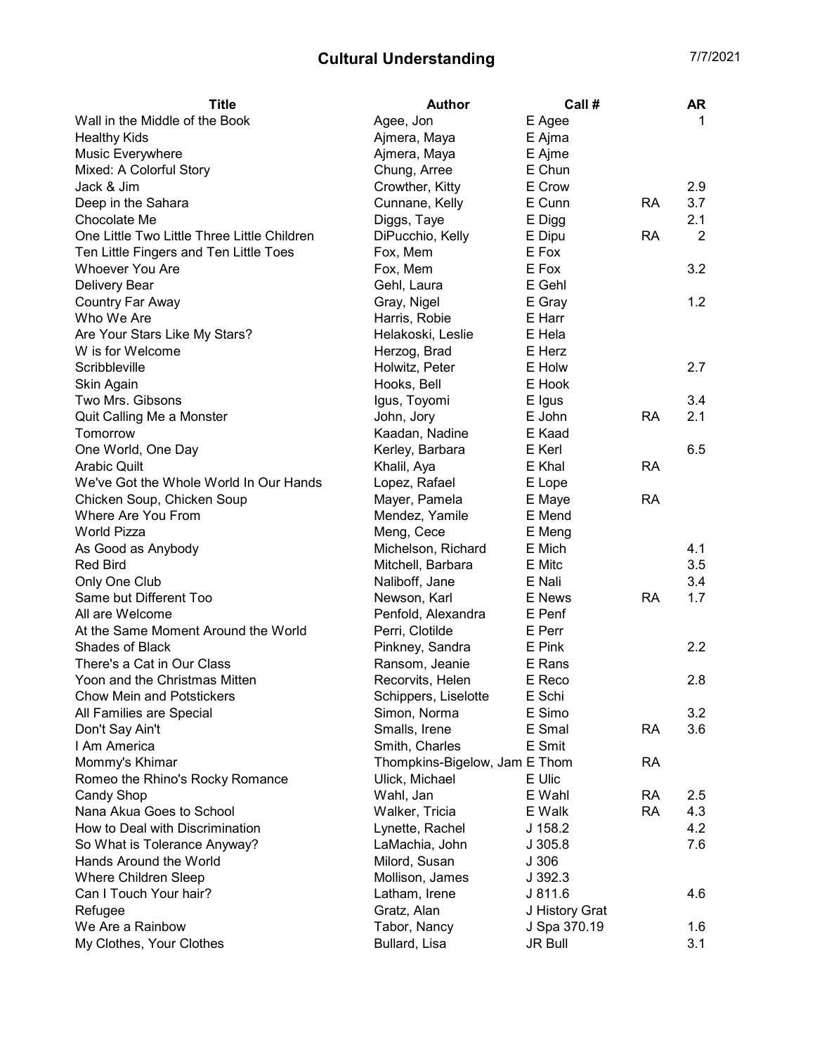# Cultural Understanding

7/7/2021

| Title | Author | Call # | | AR |
|---|---|---|---|---|
| Wall in the Middle of the Book | Agee, Jon | E Agee | | 1 |
| Healthy Kids | Ajmera, Maya | E Ajma | | |
| Music Everywhere | Ajmera, Maya | E Ajme | | |
| Mixed: A Colorful Story | Chung, Arree | E Chun | | |
| Jack & Jim | Crowther, Kitty | E Crow | | 2.9 |
| Deep in the Sahara | Cunnane, Kelly | E Cunn | RA | 3.7 |
| Chocolate Me | Diggs, Taye | E Digg | | 2.1 |
| One Little Two Little Three Little Children | DiPucchio, Kelly | E Dipu | RA | 2 |
| Ten Little Fingers and Ten Little Toes | Fox, Mem | E Fox | | |
| Whoever You Are | Fox, Mem | E Fox | | 3.2 |
| Delivery Bear | Gehl, Laura | E Gehl | | |
| Country Far Away | Gray, Nigel | E Gray | | 1.2 |
| Who We Are | Harris, Robie | E Harr | | |
| Are Your Stars Like My Stars? | Helakoski, Leslie | E Hela | | |
| W is for Welcome | Herzog, Brad | E Herz | | |
| Scribbleville | Holwitz, Peter | E Holw | | 2.7 |
| Skin Again | Hooks, Bell | E Hook | | |
| Two Mrs. Gibsons | Igus, Toyomi | E Igus | | 3.4 |
| Quit Calling Me a Monster | John, Jory | E John | RA | 2.1 |
| Tomorrow | Kaadan, Nadine | E Kaad | | |
| One World, One Day | Kerley, Barbara | E Kerl | | 6.5 |
| Arabic Quilt | Khalil, Aya | E Khal | RA | |
| We've Got the Whole World In Our Hands | Lopez, Rafael | E Lope | | |
| Chicken Soup, Chicken Soup | Mayer, Pamela | E Maye | RA | |
| Where Are You From | Mendez, Yamile | E Mend | | |
| World Pizza | Meng, Cece | E Meng | | |
| As Good as Anybody | Michelson, Richard | E Mich | | 4.1 |
| Red Bird | Mitchell, Barbara | E Mitc | | 3.5 |
| Only One Club | Naliboff, Jane | E Nali | | 3.4 |
| Same but Different Too | Newson, Karl | E News | RA | 1.7 |
| All are Welcome | Penfold, Alexandra | E Penf | | |
| At the Same Moment Around the World | Perri, Clotilde | E Perr | | |
| Shades of Black | Pinkney, Sandra | E Pink | | 2.2 |
| There's a Cat in Our Class | Ransom, Jeanie | E Rans | | |
| Yoon and the Christmas Mitten | Recorvits, Helen | E Reco | | 2.8 |
| Chow Mein and Potstickers | Schippers, Liselotte | E Schi | | |
| All Families are Special | Simon, Norma | E Simo | | 3.2 |
| Don't Say Ain't | Smalls, Irene | E Smal | RA | 3.6 |
| I Am America | Smith, Charles | E Smit | | |
| Mommy's Khimar | Thompkins-Bigelow, Jam | E Thom | RA | |
| Romeo the Rhino's Rocky Romance | Ulick, Michael | E Ulic | | |
| Candy Shop | Wahl, Jan | E Wahl | RA | 2.5 |
| Nana Akua Goes to School | Walker, Tricia | E Walk | RA | 4.3 |
| How to Deal with Discrimination | Lynette, Rachel | J 158.2 | | 4.2 |
| So What is Tolerance Anyway? | LaMachia, John | J 305.8 | | 7.6 |
| Hands Around the World | Milord, Susan | J 306 | | |
| Where Children Sleep | Mollison, James | J 392.3 | | |
| Can I Touch Your hair? | Latham, Irene | J 811.6 | | 4.6 |
| Refugee | Gratz, Alan | J History Grat | | |
| We Are a Rainbow | Tabor, Nancy | J Spa 370.19 | | 1.6 |
| My Clothes, Your Clothes | Bullard, Lisa | JR Bull | | 3.1 |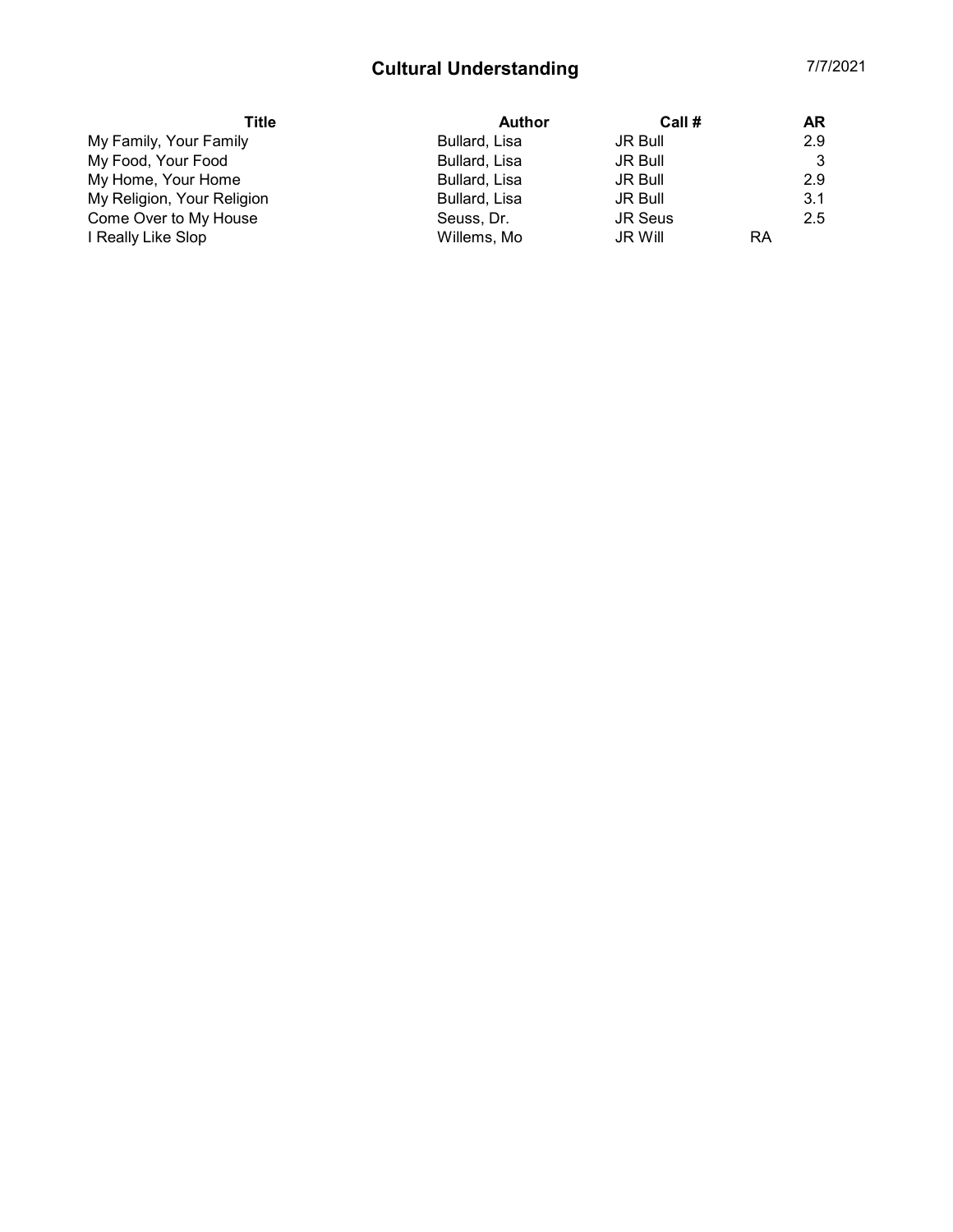# Cultural Understanding

7/7/2021

| Title | Author | Call # | AR |
|---|---|---|---|
| My Family, Your Family | Bullard, Lisa | JR Bull | 2.9 |
| My Food, Your Food | Bullard, Lisa | JR Bull | 3 |
| My Home, Your Home | Bullard, Lisa | JR Bull | 2.9 |
| My Religion, Your Religion | Bullard, Lisa | JR Bull | 3.1 |
| Come Over to My House | Seuss, Dr. | JR Seus | 2.5 |
| I Really Like Slop | Willems, Mo | JR Will | RA |